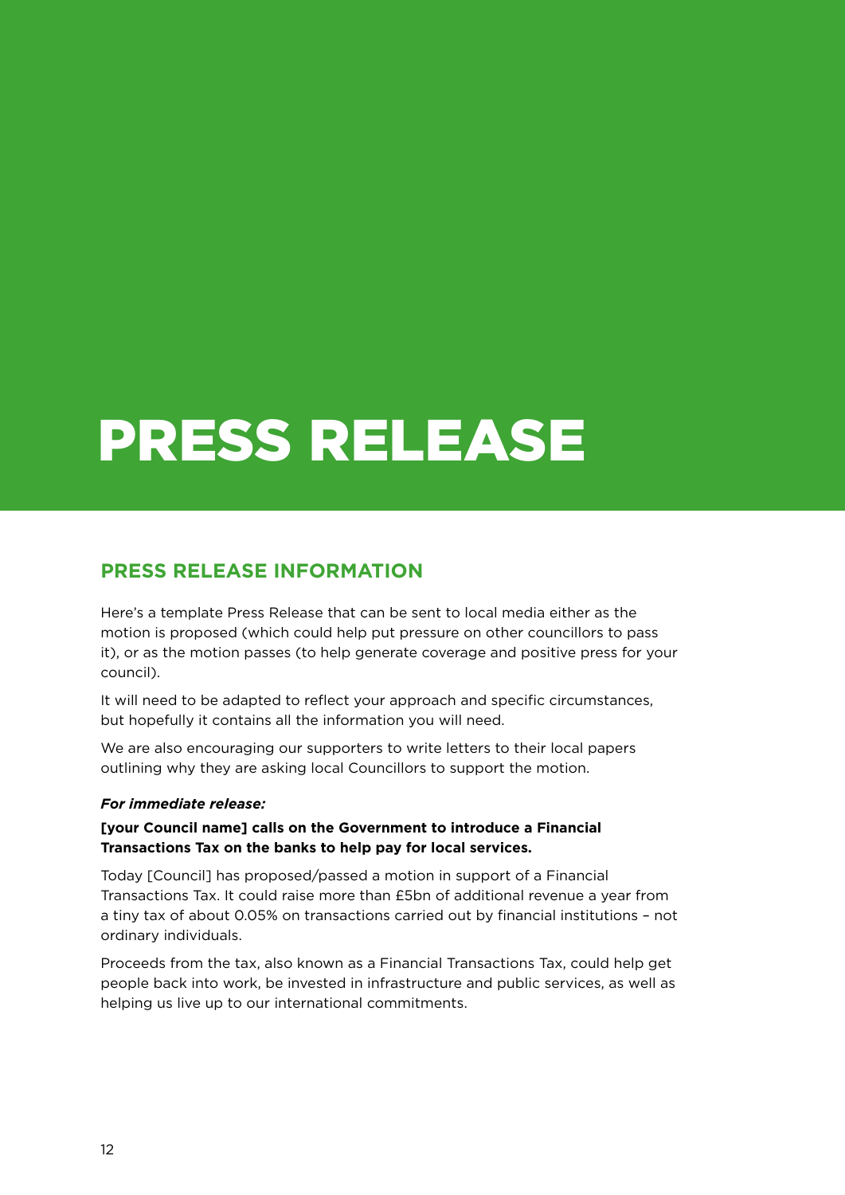# PRESS RELEASE

## PRESS RELEASE INFORMATION

Here's a template Press Release that can be sent to local media either as the motion is proposed (which could help put pressure on other councillors to pass it), or as the motion passes (to help generate coverage and positive press for your council).

It will need to be adapted to reflect your approach and specific circumstances, but hopefully it contains all the information you will need.

We are also encouraging our supporters to write letters to their local papers outlining why they are asking local Councillors to support the motion.

***For immediate release:***

**[your Council name] calls on the Government to introduce a Financial Transactions Tax on the banks to help pay for local services.**

Today [Council] has proposed/passed a motion in support of a Financial Transactions Tax. It could raise more than £5bn of additional revenue a year from a tiny tax of about 0.05% on transactions carried out by financial institutions – not ordinary individuals.

Proceeds from the tax, also known as a Financial Transactions Tax, could help get people back into work, be invested in infrastructure and public services, as well as helping us live up to our international commitments.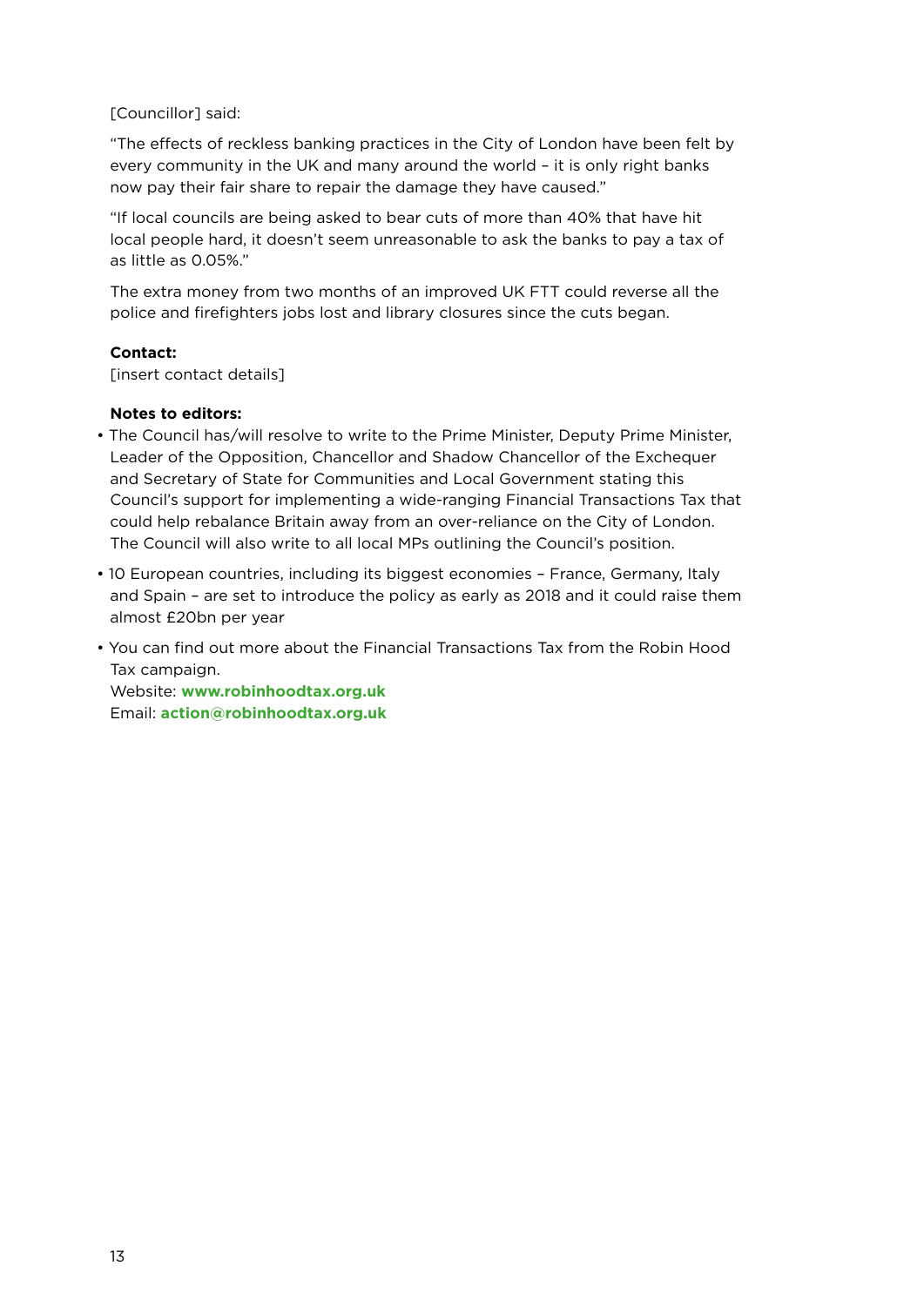[Councillor] said:

"The effects of reckless banking practices in the City of London have been felt by every community in the UK and many around the world – it is only right banks now pay their fair share to repair the damage they have caused."

"If local councils are being asked to bear cuts of more than 40% that have hit local people hard, it doesn't seem unreasonable to ask the banks to pay a tax of as little as 0.05%."

The extra money from two months of an improved UK FTT could reverse all the police and firefighters jobs lost and library closures since the cuts began.

**Contact:**
[insert contact details]

**Notes to editors:**

- The Council has/will resolve to write to the Prime Minister, Deputy Prime Minister, Leader of the Opposition, Chancellor and Shadow Chancellor of the Exchequer and Secretary of State for Communities and Local Government stating this Council's support for implementing a wide-ranging Financial Transactions Tax that could help rebalance Britain away from an over-reliance on the City of London. The Council will also write to all local MPs outlining the Council's position.
- 10 European countries, including its biggest economies – France, Germany, Italy and Spain – are set to introduce the policy as early as 2018 and it could raise them almost £20bn per year
- You can find out more about the Financial Transactions Tax from the Robin Hood Tax campaign.
  Website: **www.robinhoodtax.org.uk**
  Email: **action@robinhoodtax.org.uk**